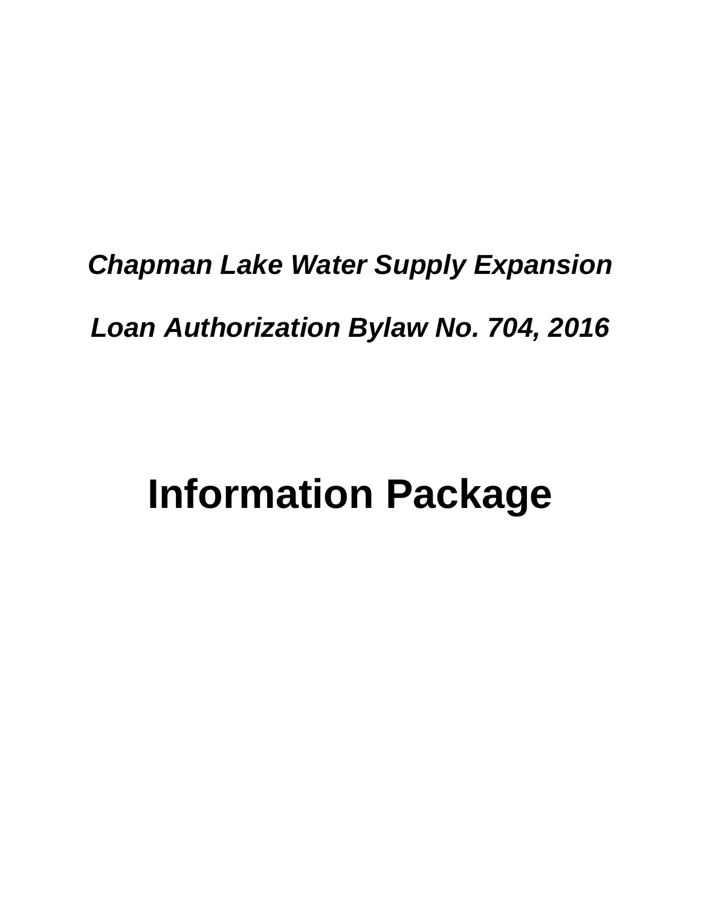***Chapman Lake Water Supply Expansion***

***Loan Authorization Bylaw No. 704, 2016***

# Information Package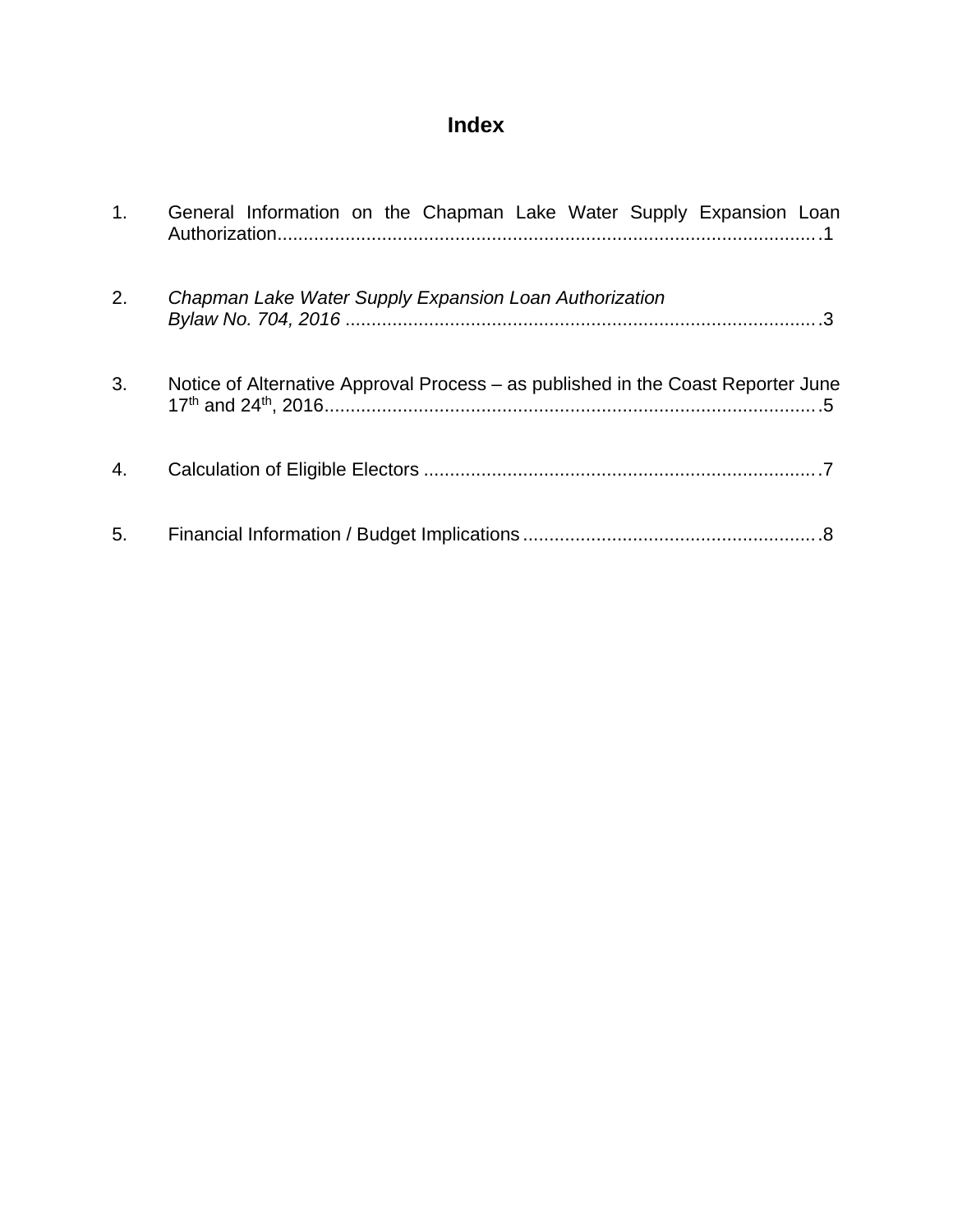# Index

1. General Information on the Chapman Lake Water Supply Expansion Loan Authorization.........................................................................................................1

2. *Chapman Lake Water Supply Expansion Loan Authorization Bylaw No. 704, 2016* ..........................................................................................3

3. Notice of Alternative Approval Process – as published in the Coast Reporter June 17th and 24th, 2016...............................................................................................5

4. Calculation of Eligible Electors ...........................................................................7

5. Financial Information / Budget Implications........................................................8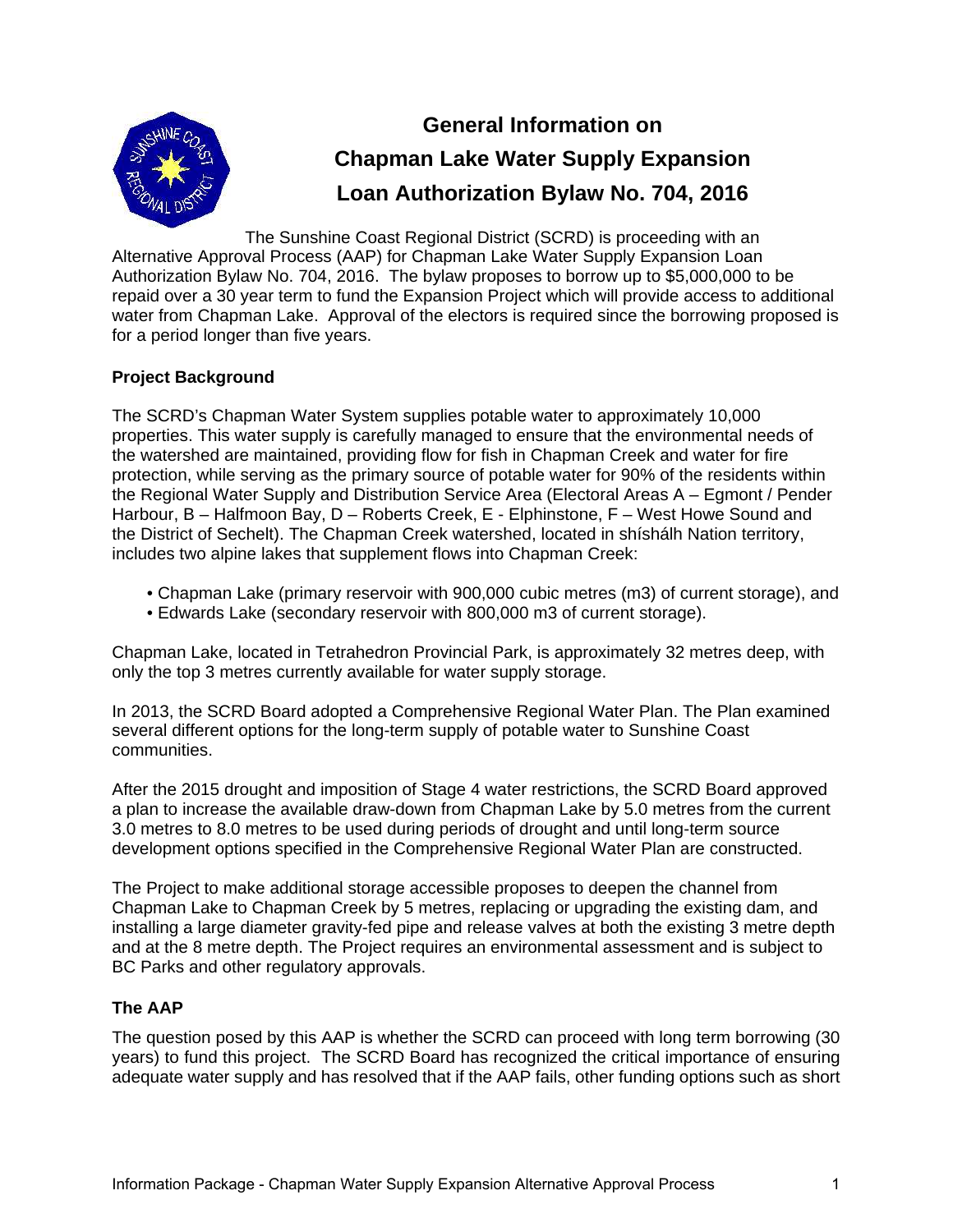# General Information on Chapman Lake Water Supply Expansion Loan Authorization Bylaw No. 704, 2016

The Sunshine Coast Regional District (SCRD) is proceeding with an Alternative Approval Process (AAP) for Chapman Lake Water Supply Expansion Loan Authorization Bylaw No. 704, 2016. The bylaw proposes to borrow up to $5,000,000 to be repaid over a 30 year term to fund the Expansion Project which will provide access to additional water from Chapman Lake. Approval of the electors is required since the borrowing proposed is for a period longer than five years.

## Project Background

The SCRD's Chapman Water System supplies potable water to approximately 10,000 properties. This water supply is carefully managed to ensure that the environmental needs of the watershed are maintained, providing flow for fish in Chapman Creek and water for fire protection, while serving as the primary source of potable water for 90% of the residents within the Regional Water Supply and Distribution Service Area (Electoral Areas A – Egmont / Pender Harbour, B – Halfmoon Bay, D – Roberts Creek, E - Elphinstone, F – West Howe Sound and the District of Sechelt). The Chapman Creek watershed, located in shíshálh Nation territory, includes two alpine lakes that supplement flows into Chapman Creek:

- Chapman Lake (primary reservoir with 900,000 cubic metres (m3) of current storage), and
- Edwards Lake (secondary reservoir with 800,000 m3 of current storage).

Chapman Lake, located in Tetrahedron Provincial Park, is approximately 32 metres deep, with only the top 3 metres currently available for water supply storage.

In 2013, the SCRD Board adopted a Comprehensive Regional Water Plan. The Plan examined several different options for the long-term supply of potable water to Sunshine Coast communities.

After the 2015 drought and imposition of Stage 4 water restrictions, the SCRD Board approved a plan to increase the available draw-down from Chapman Lake by 5.0 metres from the current 3.0 metres to 8.0 metres to be used during periods of drought and until long-term source development options specified in the Comprehensive Regional Water Plan are constructed.

The Project to make additional storage accessible proposes to deepen the channel from Chapman Lake to Chapman Creek by 5 metres, replacing or upgrading the existing dam, and installing a large diameter gravity-fed pipe and release valves at both the existing 3 metre depth and at the 8 metre depth. The Project requires an environmental assessment and is subject to BC Parks and other regulatory approvals.

## The AAP

The question posed by this AAP is whether the SCRD can proceed with long term borrowing (30 years) to fund this project. The SCRD Board has recognized the critical importance of ensuring adequate water supply and has resolved that if the AAP fails, other funding options such as short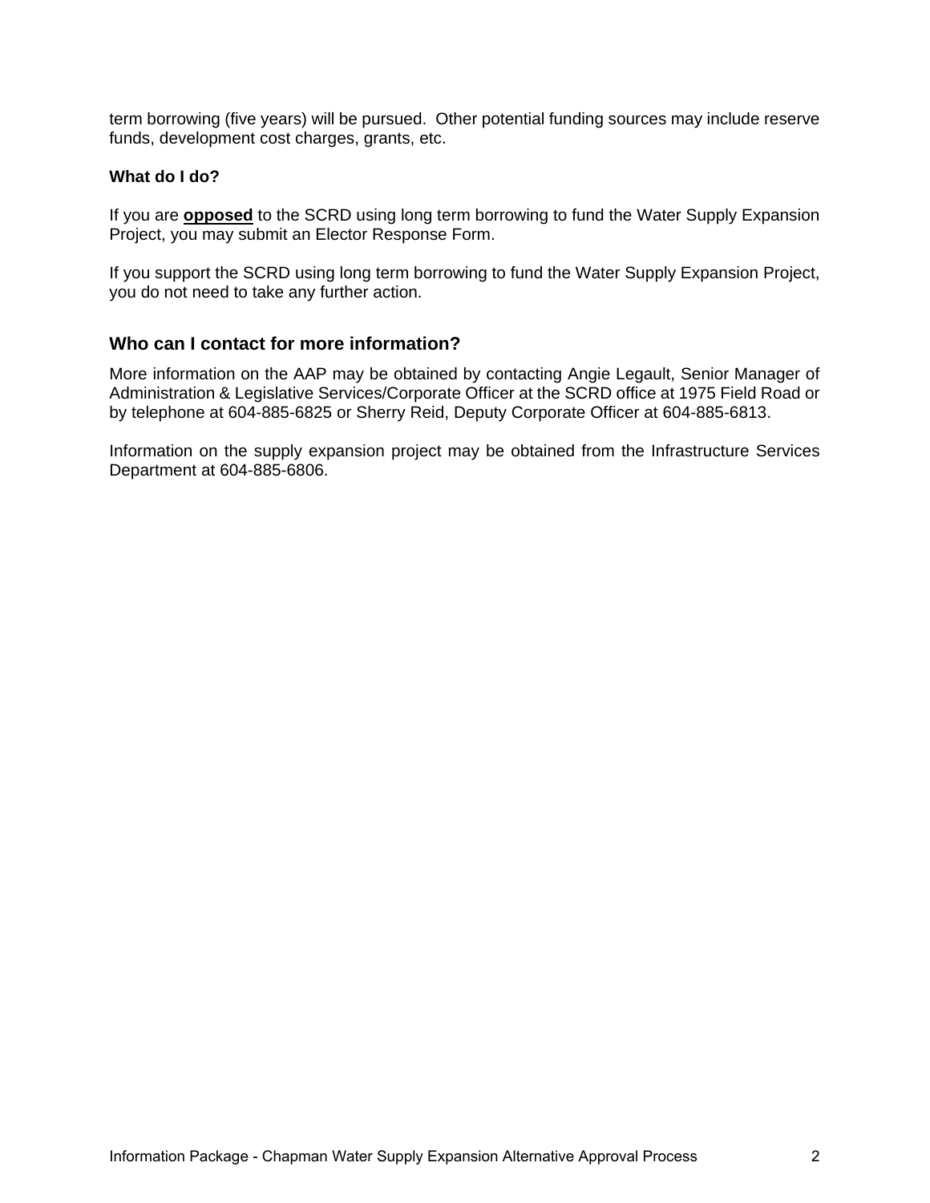term borrowing (five years) will be pursued. Other potential funding sources may include reserve funds, development cost charges, grants, etc.

### What do I do?

If you are **<u>opposed</u>** to the SCRD using long term borrowing to fund the Water Supply Expansion Project, you may submit an Elector Response Form.

If you support the SCRD using long term borrowing to fund the Water Supply Expansion Project, you do not need to take any further action.

## Who can I contact for more information?

More information on the AAP may be obtained by contacting Angie Legault, Senior Manager of Administration & Legislative Services/Corporate Officer at the SCRD office at 1975 Field Road or by telephone at 604-885-6825 or Sherry Reid, Deputy Corporate Officer at 604-885-6813.

Information on the supply expansion project may be obtained from the Infrastructure Services Department at 604-885-6806.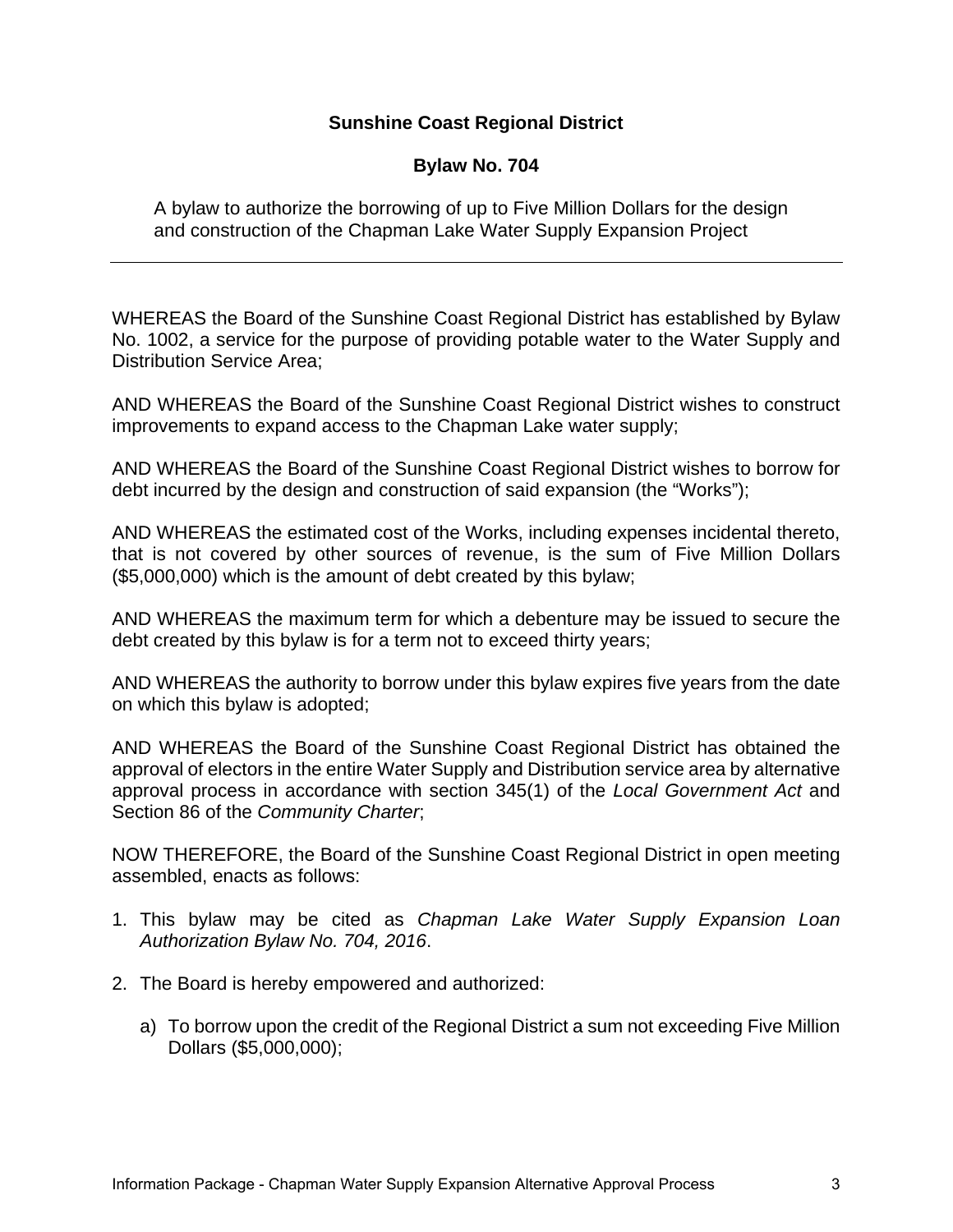# Sunshine Coast Regional District

## Bylaw No. 704

A bylaw to authorize the borrowing of up to Five Million Dollars for the design and construction of the Chapman Lake Water Supply Expansion Project

---

WHEREAS the Board of the Sunshine Coast Regional District has established by Bylaw No. 1002, a service for the purpose of providing potable water to the Water Supply and Distribution Service Area;

AND WHEREAS the Board of the Sunshine Coast Regional District wishes to construct improvements to expand access to the Chapman Lake water supply;

AND WHEREAS the Board of the Sunshine Coast Regional District wishes to borrow for debt incurred by the design and construction of said expansion (the "Works");

AND WHEREAS the estimated cost of the Works, including expenses incidental thereto, that is not covered by other sources of revenue, is the sum of Five Million Dollars ($5,000,000) which is the amount of debt created by this bylaw;

AND WHEREAS the maximum term for which a debenture may be issued to secure the debt created by this bylaw is for a term not to exceed thirty years;

AND WHEREAS the authority to borrow under this bylaw expires five years from the date on which this bylaw is adopted;

AND WHEREAS the Board of the Sunshine Coast Regional District has obtained the approval of electors in the entire Water Supply and Distribution service area by alternative approval process in accordance with section 345(1) of the *Local Government Act* and Section 86 of the *Community Charter*;

NOW THEREFORE, the Board of the Sunshine Coast Regional District in open meeting assembled, enacts as follows:

1. This bylaw may be cited as *Chapman Lake Water Supply Expansion Loan Authorization Bylaw No. 704, 2016*.
2. The Board is hereby empowered and authorized:
   a) To borrow upon the credit of the Regional District a sum not exceeding Five Million Dollars ($5,000,000);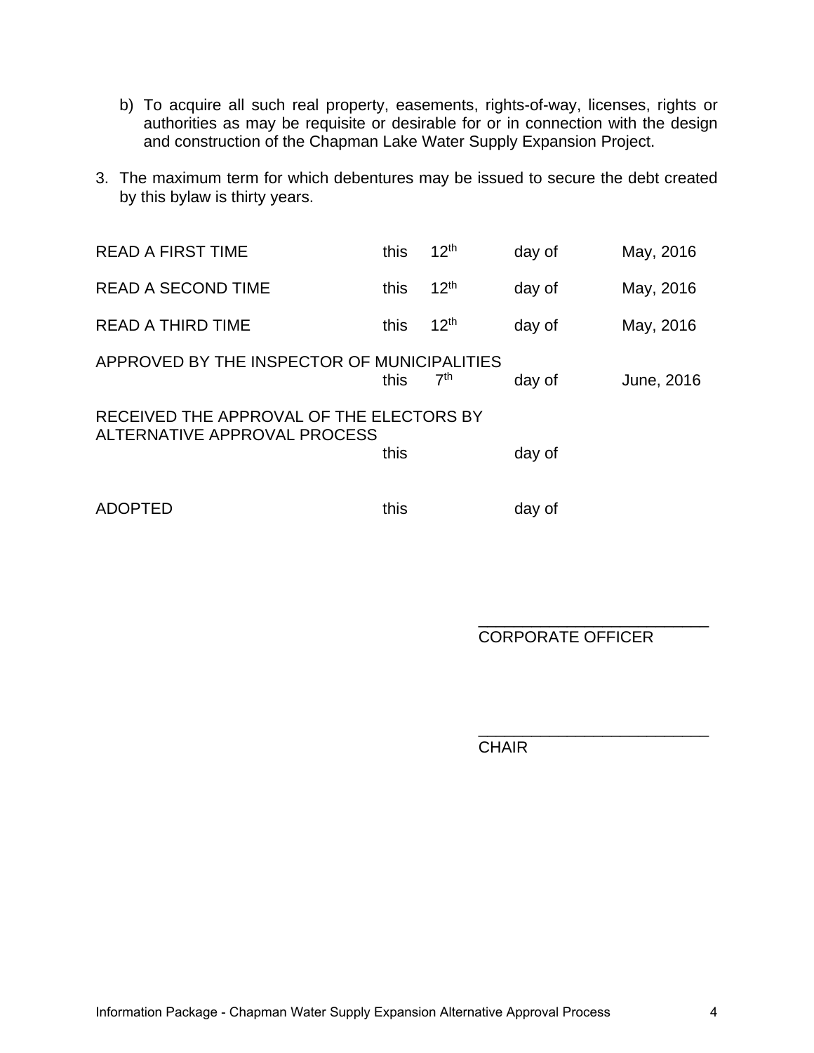b) To acquire all such real property, easements, rights-of-way, licenses, rights or authorities as may be requisite or desirable for or in connection with the design and construction of the Chapman Lake Water Supply Expansion Project.

3. The maximum term for which debentures may be issued to secure the debt created by this bylaw is thirty years.

| | | | | |
|---|---|---|---|---|
| READ A FIRST TIME | this | 12th | day of | May, 2016 |
| READ A SECOND TIME | this | 12th | day of | May, 2016 |
| READ A THIRD TIME | this | 12th | day of | May, 2016 |
| APPROVED BY THE INSPECTOR OF MUNICIPALITIES | this | 7th | day of | June, 2016 |
| RECEIVED THE APPROVAL OF THE ELECTORS BY ALTERNATIVE APPROVAL PROCESS | this | | day of | |
| ADOPTED | this | | day of | |

\_\_\_\_\_\_\_\_\_\_\_\_\_\_\_\_\_\_\_\_\_\_\_\_\_\_
CORPORATE OFFICER

\_\_\_\_\_\_\_\_\_\_\_\_\_\_\_\_\_\_\_\_\_\_\_\_\_\_
CHAIR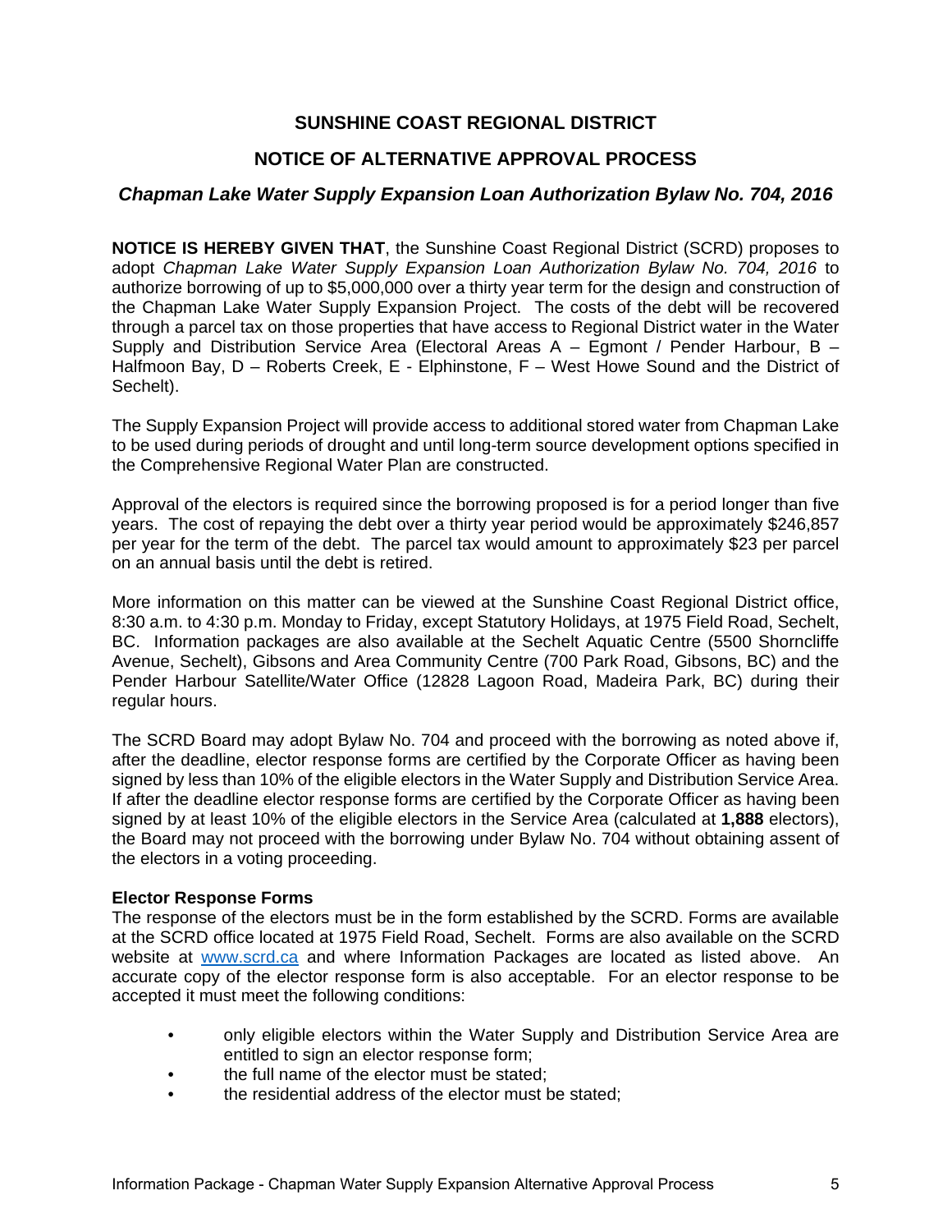# SUNSHINE COAST REGIONAL DISTRICT

## NOTICE OF ALTERNATIVE APPROVAL PROCESS

### *Chapman Lake Water Supply Expansion Loan Authorization Bylaw No. 704, 2016*

**NOTICE IS HEREBY GIVEN THAT**, the Sunshine Coast Regional District (SCRD) proposes to adopt *Chapman Lake Water Supply Expansion Loan Authorization Bylaw No. 704, 2016* to authorize borrowing of up to $5,000,000 over a thirty year term for the design and construction of the Chapman Lake Water Supply Expansion Project. The costs of the debt will be recovered through a parcel tax on those properties that have access to Regional District water in the Water Supply and Distribution Service Area (Electoral Areas A – Egmont / Pender Harbour, B – Halfmoon Bay, D – Roberts Creek, E - Elphinstone, F – West Howe Sound and the District of Sechelt).

The Supply Expansion Project will provide access to additional stored water from Chapman Lake to be used during periods of drought and until long-term source development options specified in the Comprehensive Regional Water Plan are constructed.

Approval of the electors is required since the borrowing proposed is for a period longer than five years. The cost of repaying the debt over a thirty year period would be approximately $246,857 per year for the term of the debt. The parcel tax would amount to approximately $23 per parcel on an annual basis until the debt is retired.

More information on this matter can be viewed at the Sunshine Coast Regional District office, 8:30 a.m. to 4:30 p.m. Monday to Friday, except Statutory Holidays, at 1975 Field Road, Sechelt, BC. Information packages are also available at the Sechelt Aquatic Centre (5500 Shorncliffe Avenue, Sechelt), Gibsons and Area Community Centre (700 Park Road, Gibsons, BC) and the Pender Harbour Satellite/Water Office (12828 Lagoon Road, Madeira Park, BC) during their regular hours.

The SCRD Board may adopt Bylaw No. 704 and proceed with the borrowing as noted above if, after the deadline, elector response forms are certified by the Corporate Officer as having been signed by less than 10% of the eligible electors in the Water Supply and Distribution Service Area. If after the deadline elector response forms are certified by the Corporate Officer as having been signed by at least 10% of the eligible electors in the Service Area (calculated at **1,888** electors), the Board may not proceed with the borrowing under Bylaw No. 704 without obtaining assent of the electors in a voting proceeding.

**Elector Response Forms**

The response of the electors must be in the form established by the SCRD. Forms are available at the SCRD office located at 1975 Field Road, Sechelt. Forms are also available on the SCRD website at www.scrd.ca and where Information Packages are located as listed above. An accurate copy of the elector response form is also acceptable. For an elector response to be accepted it must meet the following conditions:

- only eligible electors within the Water Supply and Distribution Service Area are entitled to sign an elector response form;
- the full name of the elector must be stated;
- the residential address of the elector must be stated;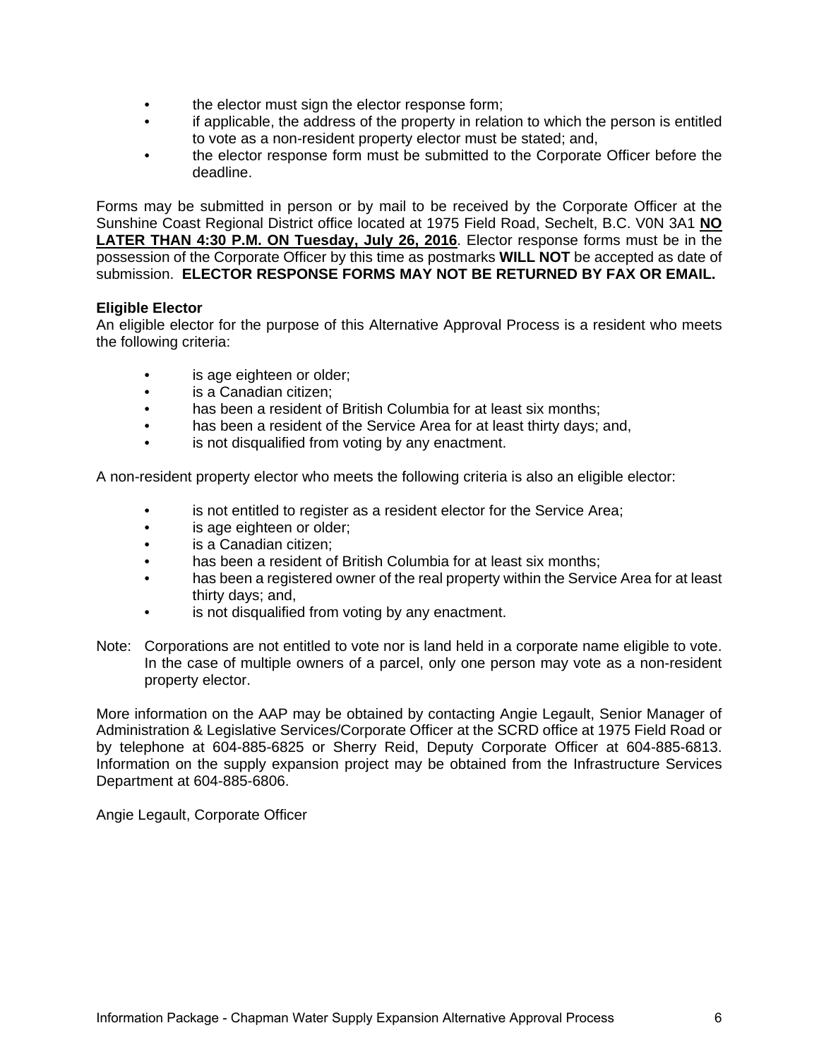- the elector must sign the elector response form;
- if applicable, the address of the property in relation to which the person is entitled to vote as a non-resident property elector must be stated; and,
- the elector response form must be submitted to the Corporate Officer before the deadline.

Forms may be submitted in person or by mail to be received by the Corporate Officer at the Sunshine Coast Regional District office located at 1975 Field Road, Sechelt, B.C. V0N 3A1 **NO LATER THAN 4:30 P.M. ON Tuesday, July 26, 2016**. Elector response forms must be in the possession of the Corporate Officer by this time as postmarks **WILL NOT** be accepted as date of submission. **ELECTOR RESPONSE FORMS MAY NOT BE RETURNED BY FAX OR EMAIL.**

**Eligible Elector**

An eligible elector for the purpose of this Alternative Approval Process is a resident who meets the following criteria:

- is age eighteen or older;
- is a Canadian citizen;
- has been a resident of British Columbia for at least six months;
- has been a resident of the Service Area for at least thirty days; and,
- is not disqualified from voting by any enactment.

A non-resident property elector who meets the following criteria is also an eligible elector:

- is not entitled to register as a resident elector for the Service Area;
- is age eighteen or older;
- is a Canadian citizen;
- has been a resident of British Columbia for at least six months;
- has been a registered owner of the real property within the Service Area for at least thirty days; and,
- is not disqualified from voting by any enactment.

Note: Corporations are not entitled to vote nor is land held in a corporate name eligible to vote. In the case of multiple owners of a parcel, only one person may vote as a non-resident property elector.

More information on the AAP may be obtained by contacting Angie Legault, Senior Manager of Administration & Legislative Services/Corporate Officer at the SCRD office at 1975 Field Road or by telephone at 604-885-6825 or Sherry Reid, Deputy Corporate Officer at 604-885-6813. Information on the supply expansion project may be obtained from the Infrastructure Services Department at 604-885-6806.

Angie Legault, Corporate Officer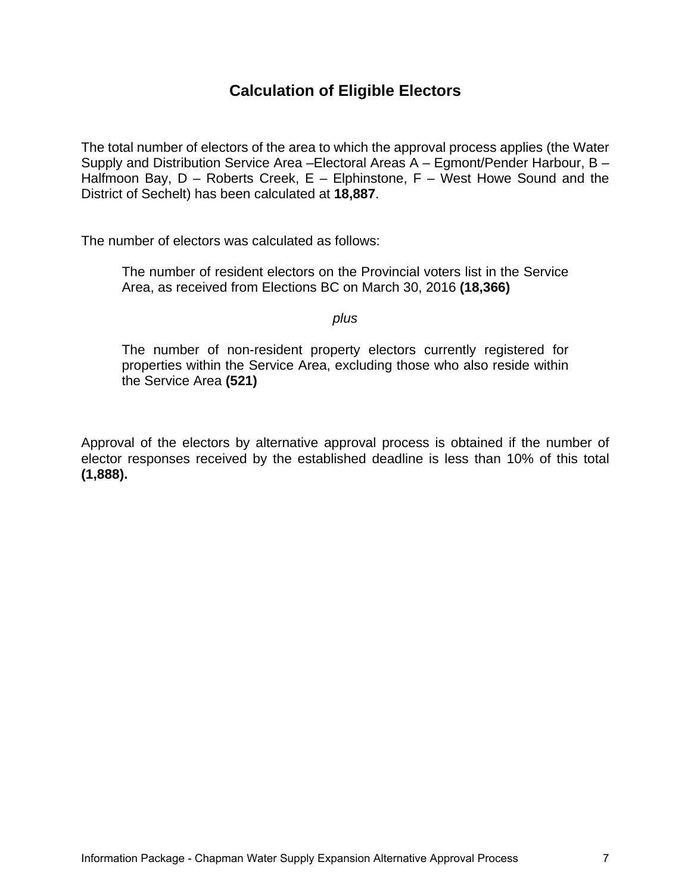# Calculation of Eligible Electors

The total number of electors of the area to which the approval process applies (the Water Supply and Distribution Service Area –Electoral Areas A – Egmont/Pender Harbour, B – Halfmoon Bay, D – Roberts Creek, E – Elphinstone, F – West Howe Sound and the District of Sechelt) has been calculated at **18,887**.

The number of electors was calculated as follows:

> The number of resident electors on the Provincial voters list in the Service Area, as received from Elections BC on March 30, 2016 **(18,366)**
>
> *plus*
>
> The number of non-resident property electors currently registered for properties within the Service Area, excluding those who also reside within the Service Area **(521)**

Approval of the electors by alternative approval process is obtained if the number of elector responses received by the established deadline is less than 10% of this total **(1,888).**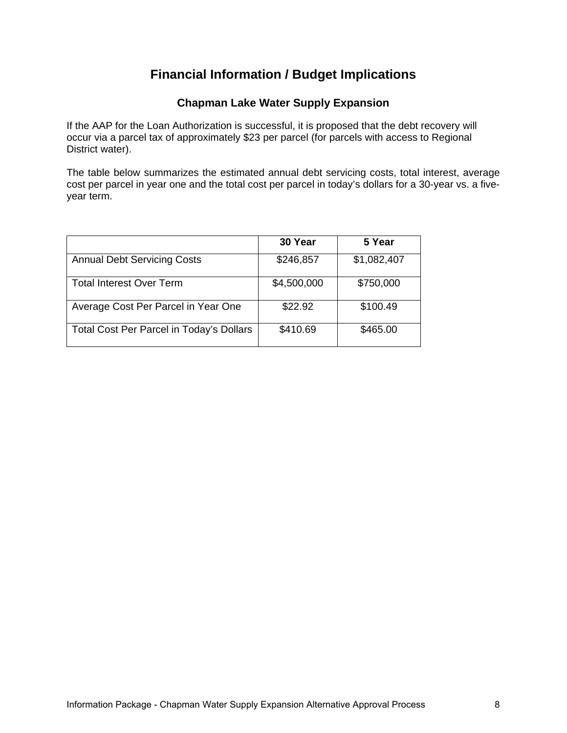# Financial Information / Budget Implications

## Chapman Lake Water Supply Expansion

If the AAP for the Loan Authorization is successful, it is proposed that the debt recovery will occur via a parcel tax of approximately $23 per parcel (for parcels with access to Regional District water).

The table below summarizes the estimated annual debt servicing costs, total interest, average cost per parcel in year one and the total cost per parcel in today's dollars for a 30-year vs. a five-year term.

| | 30 Year | 5 Year |
|---|---|---|
| Annual Debt Servicing Costs | $246,857 | $1,082,407 |
| Total Interest Over Term | $4,500,000 | $750,000 |
| Average Cost Per Parcel in Year One | $22.92 | $100.49 |
| Total Cost Per Parcel in Today's Dollars | $410.69 | $465.00 |